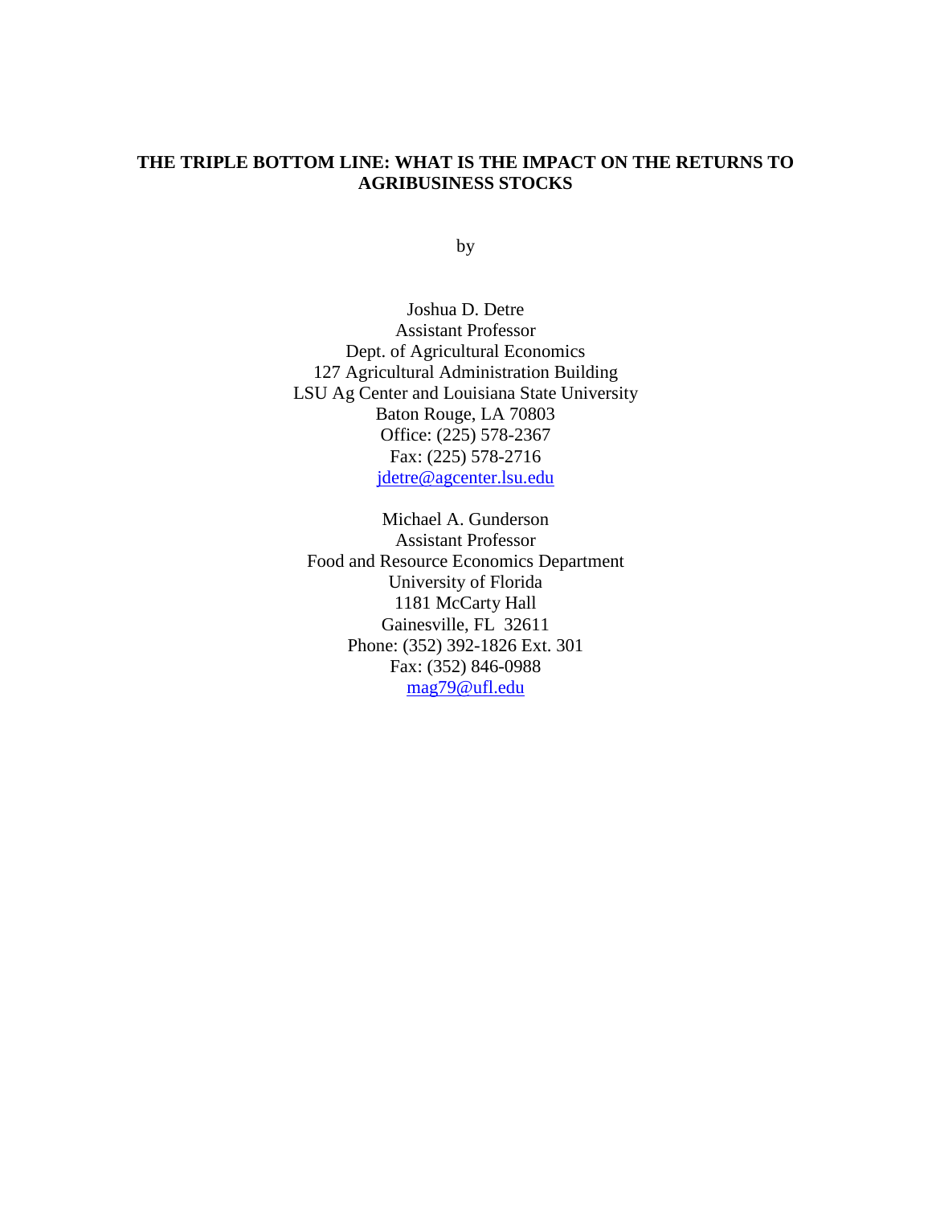# THE TRIPLE BOTTOM LINE: WHAT IS THE IMPACT ON THE RETURNS TO AGRIBUSINESS STOCKS

by

Joshua D. Detre
Assistant Professor
Dept. of Agricultural Economics
127 Agricultural Administration Building
LSU Ag Center and Louisiana State University
Baton Rouge, LA 70803
Office: (225) 578-2367
Fax: (225) 578-2716
jdetre@agcenter.lsu.edu

Michael A. Gunderson
Assistant Professor
Food and Resource Economics Department
University of Florida
1181 McCarty Hall
Gainesville, FL 32611
Phone: (352) 392-1826 Ext. 301
Fax: (352) 846-0988
mag79@ufl.edu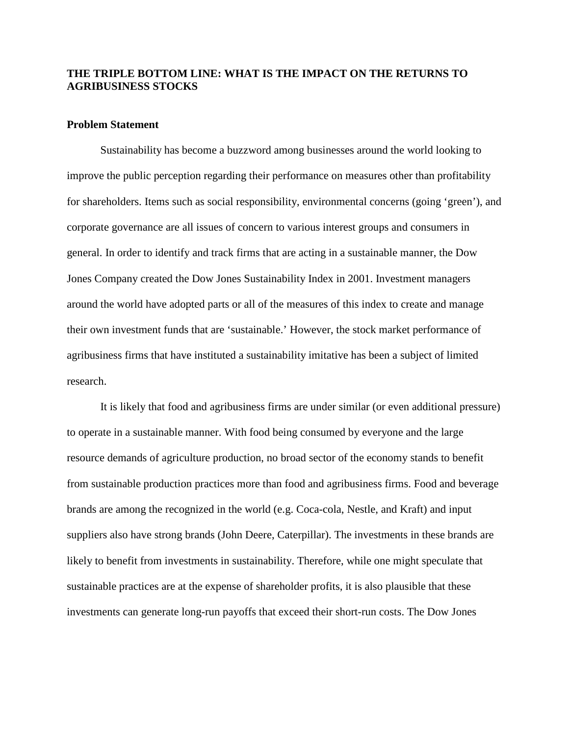**THE TRIPLE BOTTOM LINE: WHAT IS THE IMPACT ON THE RETURNS TO AGRIBUSINESS STOCKS**

**Problem Statement**

Sustainability has become a buzzword among businesses around the world looking to improve the public perception regarding their performance on measures other than profitability for shareholders. Items such as social responsibility, environmental concerns (going 'green'), and corporate governance are all issues of concern to various interest groups and consumers in general. In order to identify and track firms that are acting in a sustainable manner, the Dow Jones Company created the Dow Jones Sustainability Index in 2001. Investment managers around the world have adopted parts or all of the measures of this index to create and manage their own investment funds that are 'sustainable.' However, the stock market performance of agribusiness firms that have instituted a sustainability imitative has been a subject of limited research.

It is likely that food and agribusiness firms are under similar (or even additional pressure) to operate in a sustainable manner. With food being consumed by everyone and the large resource demands of agriculture production, no broad sector of the economy stands to benefit from sustainable production practices more than food and agribusiness firms. Food and beverage brands are among the recognized in the world (e.g. Coca-cola, Nestle, and Kraft) and input suppliers also have strong brands (John Deere, Caterpillar). The investments in these brands are likely to benefit from investments in sustainability. Therefore, while one might speculate that sustainable practices are at the expense of shareholder profits, it is also plausible that these investments can generate long-run payoffs that exceed their short-run costs. The Dow Jones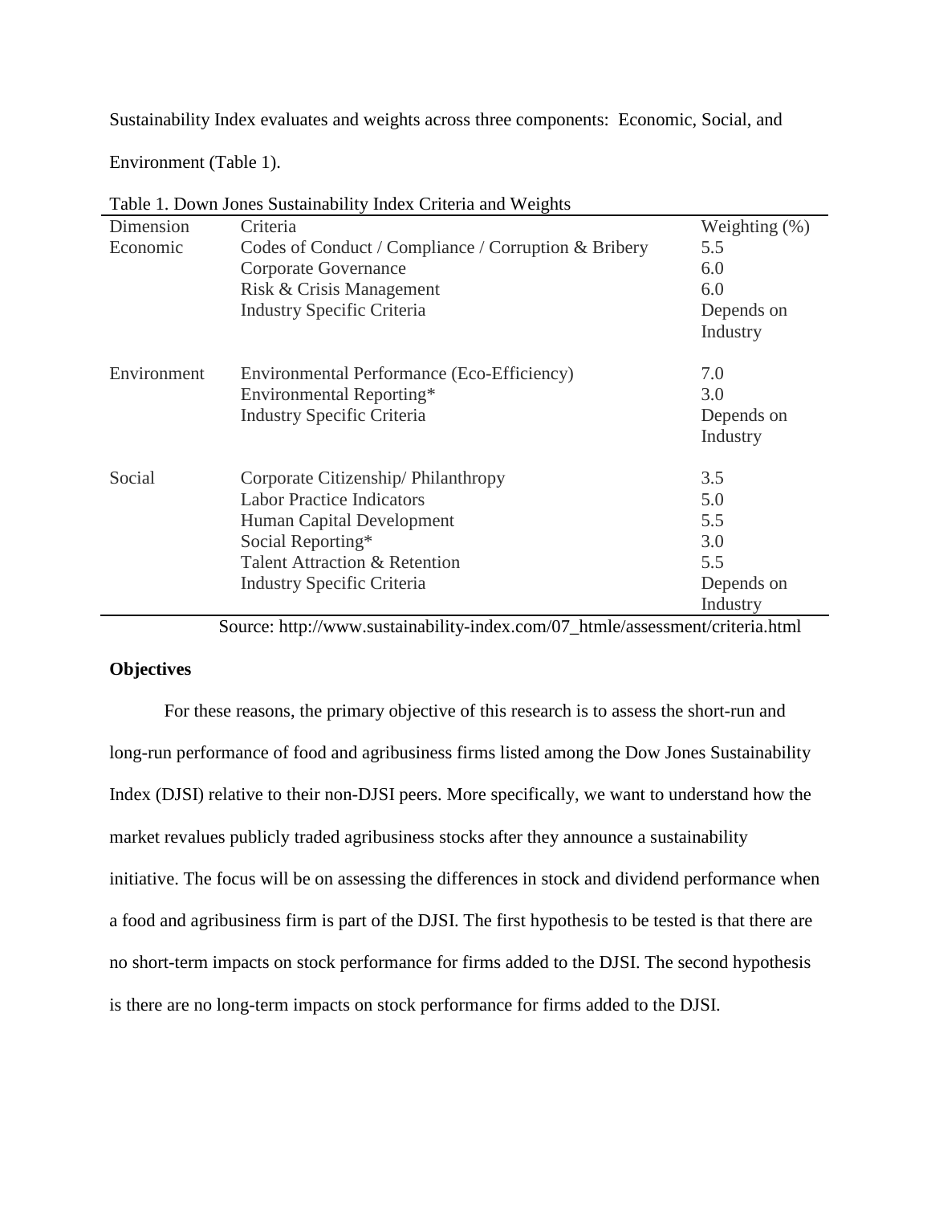Sustainability Index evaluates and weights across three components: Economic, Social, and Environment (Table 1).

Table 1. Down Jones Sustainability Index Criteria and Weights

| Dimension | Criteria | Weighting (%) |
|---|---|---|
| Economic | Codes of Conduct / Compliance / Corruption & Bribery | 5.5 |
| | Corporate Governance | 6.0 |
| | Risk & Crisis Management | 6.0 |
| | Industry Specific Criteria | Depends on Industry |
| Environment | Environmental Performance (Eco-Efficiency) | 7.0 |
| | Environmental Reporting* | 3.0 |
| | Industry Specific Criteria | Depends on Industry |
| Social | Corporate Citizenship/ Philanthropy | 3.5 |
| | Labor Practice Indicators | 5.0 |
| | Human Capital Development | 5.5 |
| | Social Reporting* | 3.0 |
| | Talent Attraction & Retention | 5.5 |
| | Industry Specific Criteria | Depends on Industry |

Source: http://www.sustainability-index.com/07_htmle/assessment/criteria.html

**Objectives**

For these reasons, the primary objective of this research is to assess the short-run and long-run performance of food and agribusiness firms listed among the Dow Jones Sustainability Index (DJSI) relative to their non-DJSI peers. More specifically, we want to understand how the market revalues publicly traded agribusiness stocks after they announce a sustainability initiative. The focus will be on assessing the differences in stock and dividend performance when a food and agribusiness firm is part of the DJSI. The first hypothesis to be tested is that there are no short-term impacts on stock performance for firms added to the DJSI. The second hypothesis is there are no long-term impacts on stock performance for firms added to the DJSI.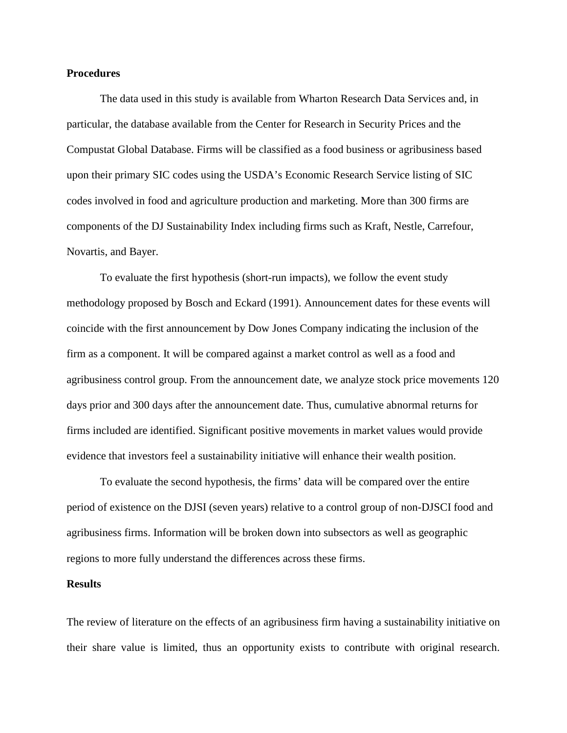**Procedures**

The data used in this study is available from Wharton Research Data Services and, in particular, the database available from the Center for Research in Security Prices and the Compustat Global Database. Firms will be classified as a food business or agribusiness based upon their primary SIC codes using the USDA's Economic Research Service listing of SIC codes involved in food and agriculture production and marketing. More than 300 firms are components of the DJ Sustainability Index including firms such as Kraft, Nestle, Carrefour, Novartis, and Bayer.

To evaluate the first hypothesis (short-run impacts), we follow the event study methodology proposed by Bosch and Eckard (1991). Announcement dates for these events will coincide with the first announcement by Dow Jones Company indicating the inclusion of the firm as a component. It will be compared against a market control as well as a food and agribusiness control group. From the announcement date, we analyze stock price movements 120 days prior and 300 days after the announcement date. Thus, cumulative abnormal returns for firms included are identified. Significant positive movements in market values would provide evidence that investors feel a sustainability initiative will enhance their wealth position.

To evaluate the second hypothesis, the firms' data will be compared over the entire period of existence on the DJSI (seven years) relative to a control group of non-DJSCI food and agribusiness firms. Information will be broken down into subsectors as well as geographic regions to more fully understand the differences across these firms.

**Results**

The review of literature on the effects of an agribusiness firm having a sustainability initiative on their share value is limited, thus an opportunity exists to contribute with original research.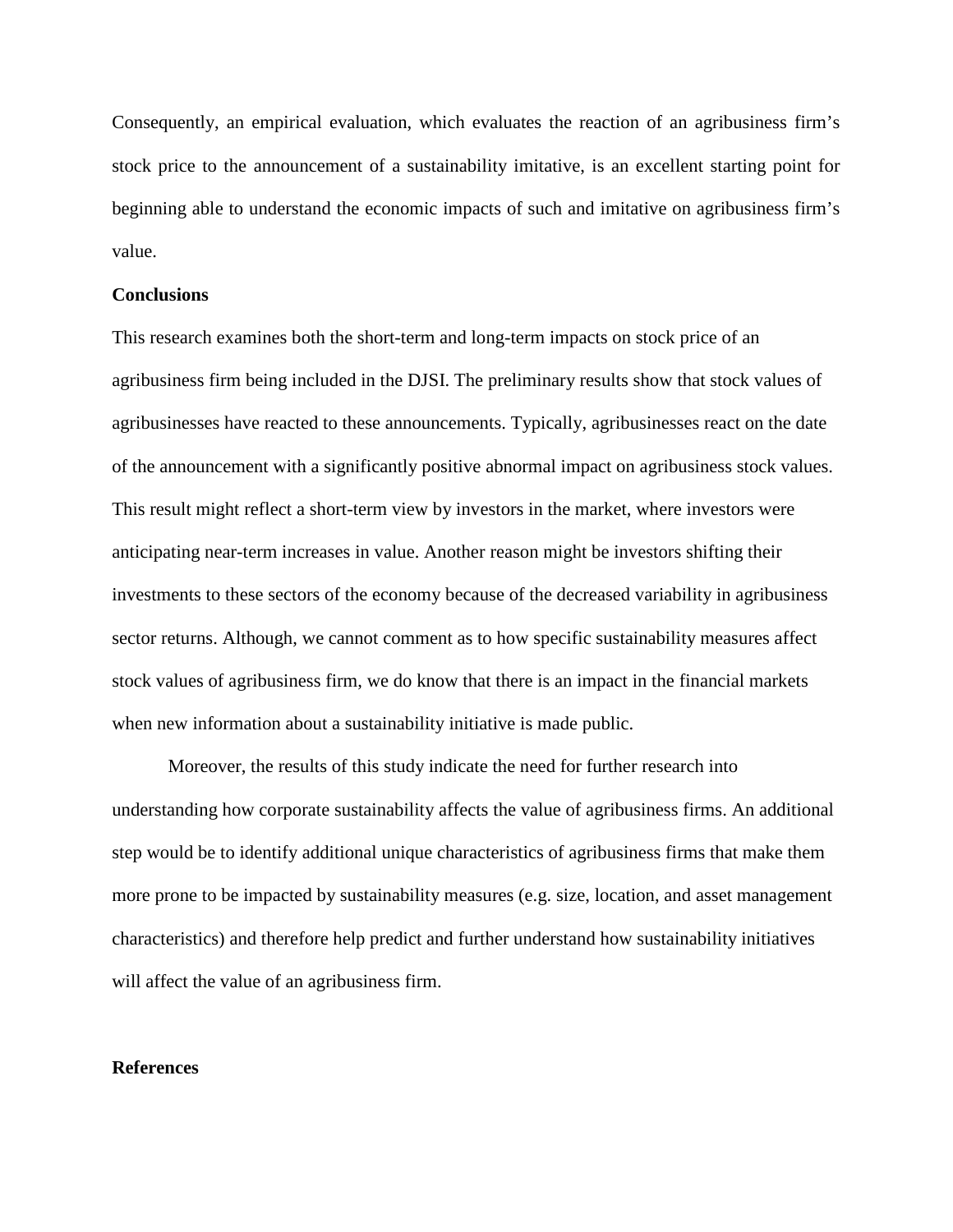Consequently, an empirical evaluation, which evaluates the reaction of an agribusiness firm's stock price to the announcement of a sustainability imitative, is an excellent starting point for beginning able to understand the economic impacts of such and imitative on agribusiness firm's value.

**Conclusions**

This research examines both the short-term and long-term impacts on stock price of an agribusiness firm being included in the DJSI. The preliminary results show that stock values of agribusinesses have reacted to these announcements. Typically, agribusinesses react on the date of the announcement with a significantly positive abnormal impact on agribusiness stock values. This result might reflect a short-term view by investors in the market, where investors were anticipating near-term increases in value. Another reason might be investors shifting their investments to these sectors of the economy because of the decreased variability in agribusiness sector returns. Although, we cannot comment as to how specific sustainability measures affect stock values of agribusiness firm, we do know that there is an impact in the financial markets when new information about a sustainability initiative is made public.

Moreover, the results of this study indicate the need for further research into understanding how corporate sustainability affects the value of agribusiness firms. An additional step would be to identify additional unique characteristics of agribusiness firms that make them more prone to be impacted by sustainability measures (e.g. size, location, and asset management characteristics) and therefore help predict and further understand how sustainability initiatives will affect the value of an agribusiness firm.

**References**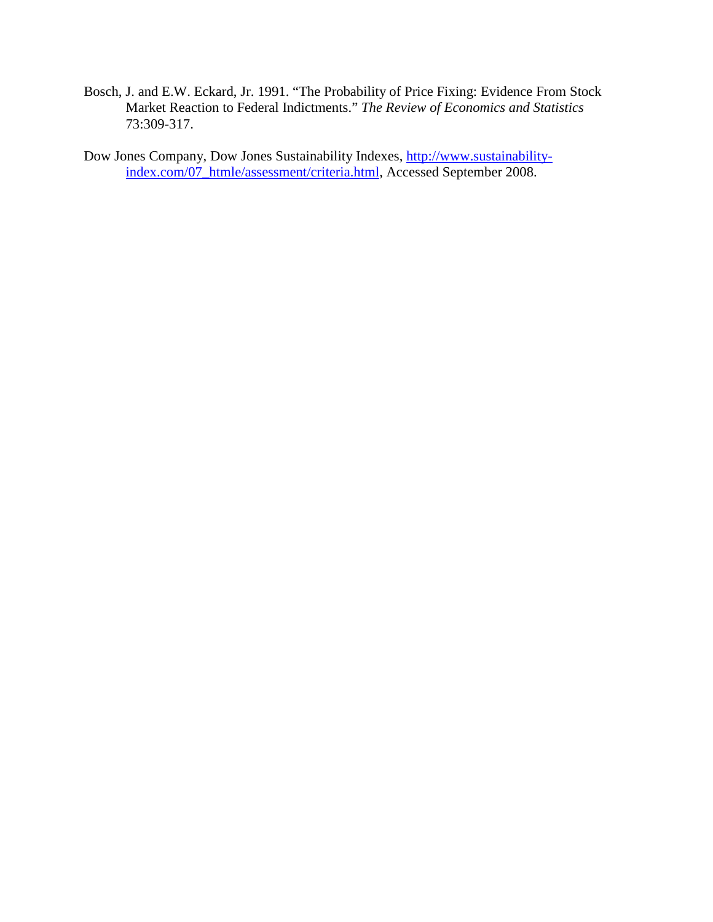Bosch, J. and E.W. Eckard, Jr. 1991. "The Probability of Price Fixing: Evidence From Stock Market Reaction to Federal Indictments." *The Review of Economics and Statistics* 73:309-317.

Dow Jones Company, Dow Jones Sustainability Indexes, [http://www.sustainability-index.com/07_htmle/assessment/criteria.html](http://www.sustainability-index.com/07_htmle/assessment/criteria.html), Accessed September 2008.